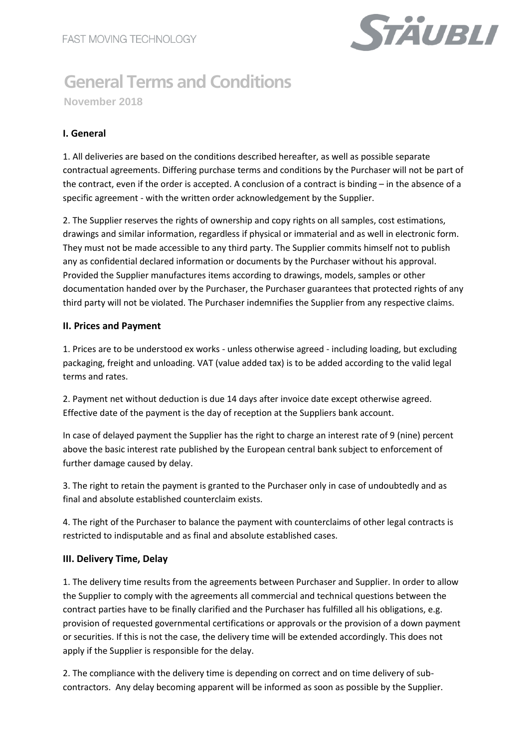# General Terms and Conditions

**November 2018**

## I. General

1. All deliveries are based on the conditions described hereafter, as well as possible separate contractual agreements. Differing purchase terms and conditions by the Purchaser will not be part of the contract, even if the order is accepted. A conclusion of a contract is binding – in the absence of a specific agreement - with the written order acknowledgement by the Supplier.

2. The Supplier reserves the rights of ownership and copy rights on all samples, cost estimations, drawings and similar information, regardless if physical or immaterial and as well in electronic form. They must not be made accessible to any third party. The Supplier commits himself not to publish any as confidential declared information or documents by the Purchaser without his approval. Provided the Supplier manufactures items according to drawings, models, samples or other documentation handed over by the Purchaser, the Purchaser guarantees that protected rights of any third party will not be violated. The Purchaser indemnifies the Supplier from any respective claims.

## II. Prices and Payment

1. Prices are to be understood ex works - unless otherwise agreed - including loading, but excluding packaging, freight and unloading. VAT (value added tax) is to be added according to the valid legal terms and rates.

2. Payment net without deduction is due 14 days after invoice date except otherwise agreed. Effective date of the payment is the day of reception at the Suppliers bank account.

In case of delayed payment the Supplier has the right to charge an interest rate of 9 (nine) percent above the basic interest rate published by the European central bank subject to enforcement of further damage caused by delay.

3. The right to retain the payment is granted to the Purchaser only in case of undoubtedly and as final and absolute established counterclaim exists.

4. The right of the Purchaser to balance the payment with counterclaims of other legal contracts is restricted to indisputable and as final and absolute established cases.

## III. Delivery Time, Delay

1. The delivery time results from the agreements between Purchaser and Supplier. In order to allow the Supplier to comply with the agreements all commercial and technical questions between the contract parties have to be finally clarified and the Purchaser has fulfilled all his obligations, e.g. provision of requested governmental certifications or approvals or the provision of a down payment or securities. If this is not the case, the delivery time will be extended accordingly. This does not apply if the Supplier is responsible for the delay.

2. The compliance with the delivery time is depending on correct and on time delivery of sub-contractors. Any delay becoming apparent will be informed as soon as possible by the Supplier.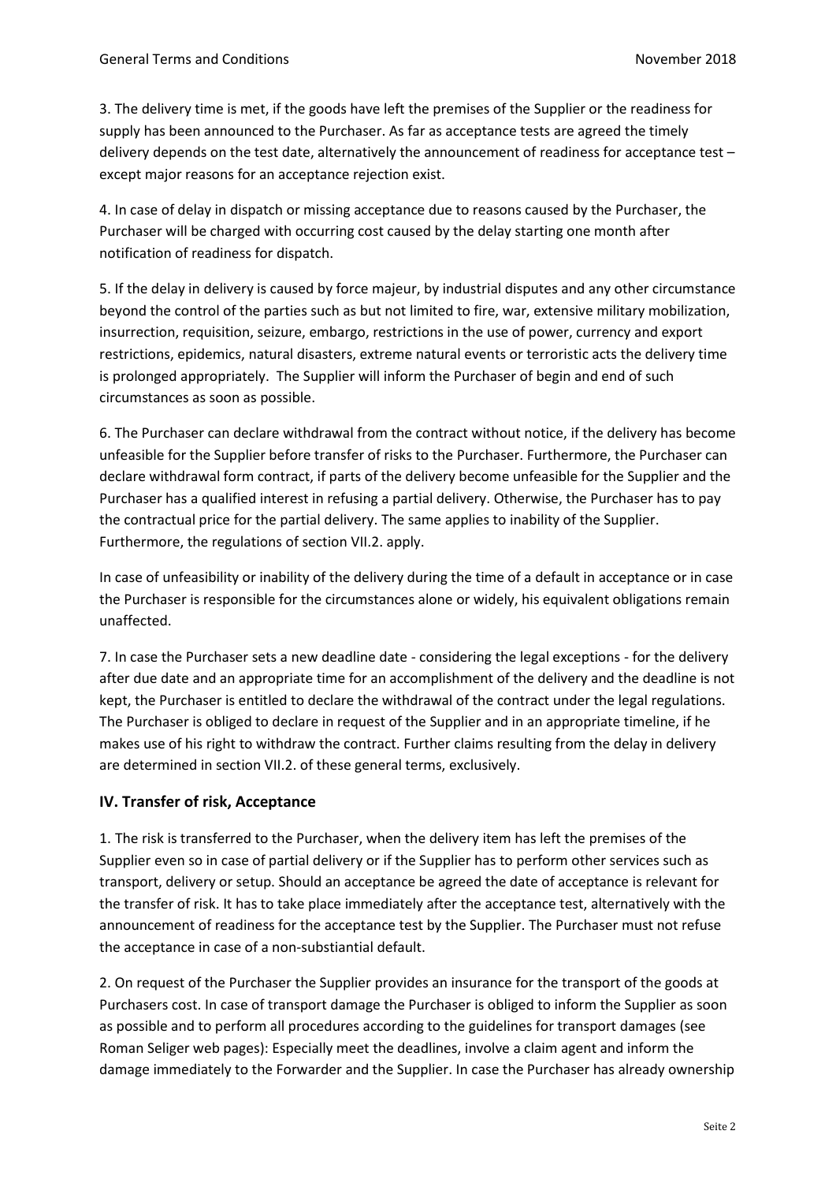3. The delivery time is met, if the goods have left the premises of the Supplier or the readiness for supply has been announced to the Purchaser. As far as acceptance tests are agreed the timely delivery depends on the test date, alternatively the announcement of readiness for acceptance test – except major reasons for an acceptance rejection exist.

4. In case of delay in dispatch or missing acceptance due to reasons caused by the Purchaser, the Purchaser will be charged with occurring cost caused by the delay starting one month after notification of readiness for dispatch.

5. If the delay in delivery is caused by force majeur, by industrial disputes and any other circumstance beyond the control of the parties such as but not limited to fire, war, extensive military mobilization, insurrection, requisition, seizure, embargo, restrictions in the use of power, currency and export restrictions, epidemics, natural disasters, extreme natural events or terroristic acts the delivery time is prolonged appropriately. The Supplier will inform the Purchaser of begin and end of such circumstances as soon as possible.

6. The Purchaser can declare withdrawal from the contract without notice, if the delivery has become unfeasible for the Supplier before transfer of risks to the Purchaser. Furthermore, the Purchaser can declare withdrawal form contract, if parts of the delivery become unfeasible for the Supplier and the Purchaser has a qualified interest in refusing a partial delivery. Otherwise, the Purchaser has to pay the contractual price for the partial delivery. The same applies to inability of the Supplier. Furthermore, the regulations of section VII.2. apply.

In case of unfeasibility or inability of the delivery during the time of a default in acceptance or in case the Purchaser is responsible for the circumstances alone or widely, his equivalent obligations remain unaffected.

7. In case the Purchaser sets a new deadline date - considering the legal exceptions - for the delivery after due date and an appropriate time for an accomplishment of the delivery and the deadline is not kept, the Purchaser is entitled to declare the withdrawal of the contract under the legal regulations. The Purchaser is obliged to declare in request of the Supplier and in an appropriate timeline, if he makes use of his right to withdraw the contract. Further claims resulting from the delay in delivery are determined in section VII.2. of these general terms, exclusively.

## IV. Transfer of risk, Acceptance

1. The risk is transferred to the Purchaser, when the delivery item has left the premises of the Supplier even so in case of partial delivery or if the Supplier has to perform other services such as transport, delivery or setup. Should an acceptance be agreed the date of acceptance is relevant for the transfer of risk. It has to take place immediately after the acceptance test, alternatively with the announcement of readiness for the acceptance test by the Supplier. The Purchaser must not refuse the acceptance in case of a non-substiantial default.

2. On request of the Purchaser the Supplier provides an insurance for the transport of the goods at Purchasers cost. In case of transport damage the Purchaser is obliged to inform the Supplier as soon as possible and to perform all procedures according to the guidelines for transport damages (see Roman Seliger web pages): Especially meet the deadlines, involve a claim agent and inform the damage immediately to the Forwarder and the Supplier. In case the Purchaser has already ownership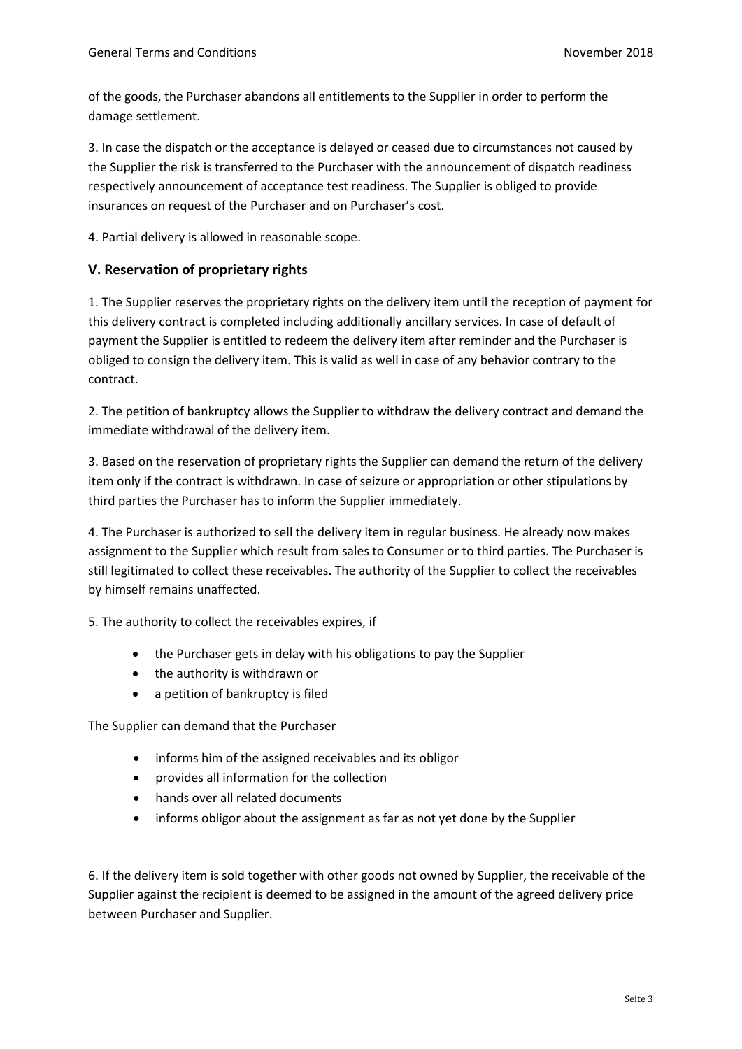of the goods, the Purchaser abandons all entitlements to the Supplier in order to perform the damage settlement.

3. In case the dispatch or the acceptance is delayed or ceased due to circumstances not caused by the Supplier the risk is transferred to the Purchaser with the announcement of dispatch readiness respectively announcement of acceptance test readiness. The Supplier is obliged to provide insurances on request of the Purchaser and on Purchaser's cost.

4. Partial delivery is allowed in reasonable scope.

## V. Reservation of proprietary rights

1. The Supplier reserves the proprietary rights on the delivery item until the reception of payment for this delivery contract is completed including additionally ancillary services. In case of default of payment the Supplier is entitled to redeem the delivery item after reminder and the Purchaser is obliged to consign the delivery item. This is valid as well in case of any behavior contrary to the contract.

2. The petition of bankruptcy allows the Supplier to withdraw the delivery contract and demand the immediate withdrawal of the delivery item.

3. Based on the reservation of proprietary rights the Supplier can demand the return of the delivery item only if the contract is withdrawn. In case of seizure or appropriation or other stipulations by third parties the Purchaser has to inform the Supplier immediately.

4. The Purchaser is authorized to sell the delivery item in regular business. He already now makes assignment to the Supplier which result from sales to Consumer or to third parties. The Purchaser is still legitimated to collect these receivables. The authority of the Supplier to collect the receivables by himself remains unaffected.

5. The authority to collect the receivables expires, if

- the Purchaser gets in delay with his obligations to pay the Supplier
- the authority is withdrawn or
- a petition of bankruptcy is filed

The Supplier can demand that the Purchaser

- informs him of the assigned receivables and its obligor
- provides all information for the collection
- hands over all related documents
- informs obligor about the assignment as far as not yet done by the Supplier

6. If the delivery item is sold together with other goods not owned by Supplier, the receivable of the Supplier against the recipient is deemed to be assigned in the amount of the agreed delivery price between Purchaser and Supplier.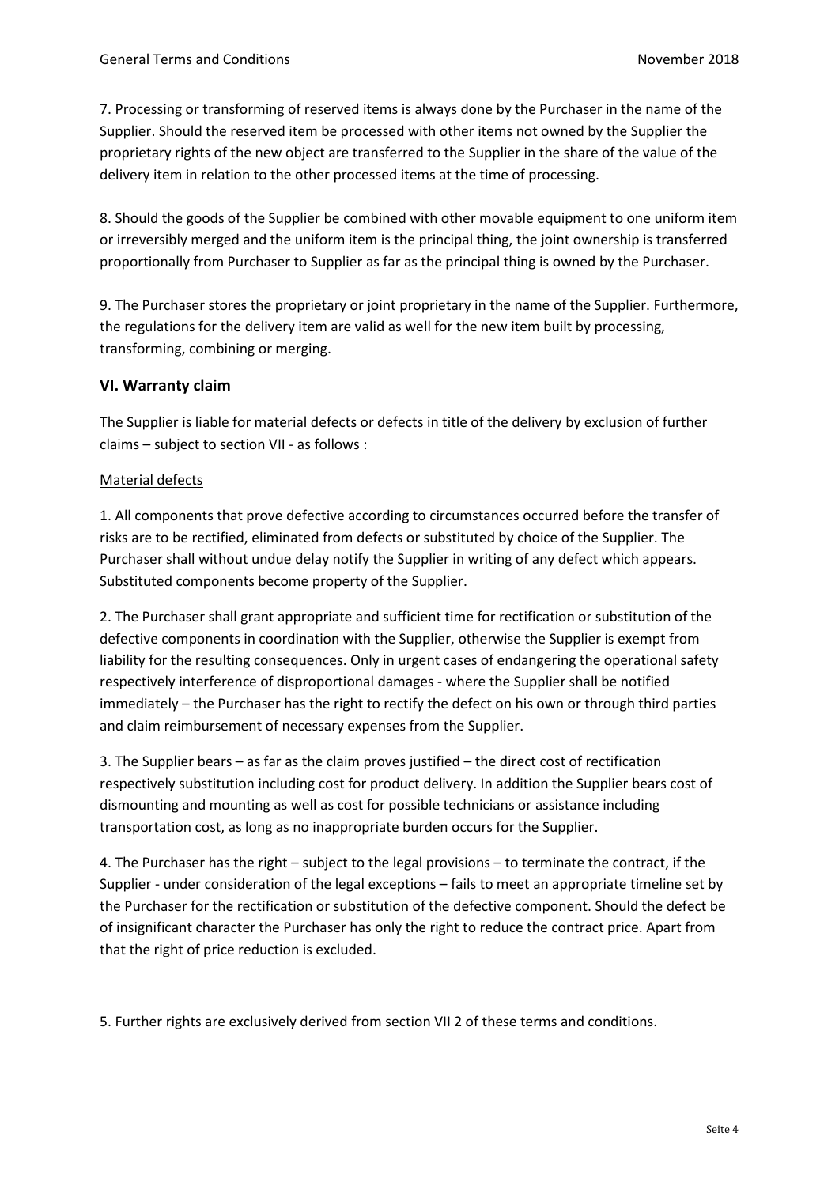7. Processing or transforming of reserved items is always done by the Purchaser in the name of the Supplier. Should the reserved item be processed with other items not owned by the Supplier the proprietary rights of the new object are transferred to the Supplier in the share of the value of the delivery item in relation to the other processed items at the time of processing.

8. Should the goods of the Supplier be combined with other movable equipment to one uniform item or irreversibly merged and the uniform item is the principal thing, the joint ownership is transferred proportionally from Purchaser to Supplier as far as the principal thing is owned by the Purchaser.

9. The Purchaser stores the proprietary or joint proprietary in the name of the Supplier. Furthermore, the regulations for the delivery item are valid as well for the new item built by processing, transforming, combining or merging.

## VI. Warranty claim

The Supplier is liable for material defects or defects in title of the delivery by exclusion of further claims – subject to section VII - as follows :

Material defects

1. All components that prove defective according to circumstances occurred before the transfer of risks are to be rectified, eliminated from defects or substituted by choice of the Supplier. The Purchaser shall without undue delay notify the Supplier in writing of any defect which appears. Substituted components become property of the Supplier.

2. The Purchaser shall grant appropriate and sufficient time for rectification or substitution of the defective components in coordination with the Supplier, otherwise the Supplier is exempt from liability for the resulting consequences. Only in urgent cases of endangering the operational safety respectively interference of disproportional damages - where the Supplier shall be notified immediately – the Purchaser has the right to rectify the defect on his own or through third parties and claim reimbursement of necessary expenses from the Supplier.

3. The Supplier bears – as far as the claim proves justified – the direct cost of rectification respectively substitution including cost for product delivery. In addition the Supplier bears cost of dismounting and mounting as well as cost for possible technicians or assistance including transportation cost, as long as no inappropriate burden occurs for the Supplier.

4. The Purchaser has the right – subject to the legal provisions – to terminate the contract, if the Supplier - under consideration of the legal exceptions – fails to meet an appropriate timeline set by the Purchaser for the rectification or substitution of the defective component. Should the defect be of insignificant character the Purchaser has only the right to reduce the contract price. Apart from that the right of price reduction is excluded.

5. Further rights are exclusively derived from section VII 2 of these terms and conditions.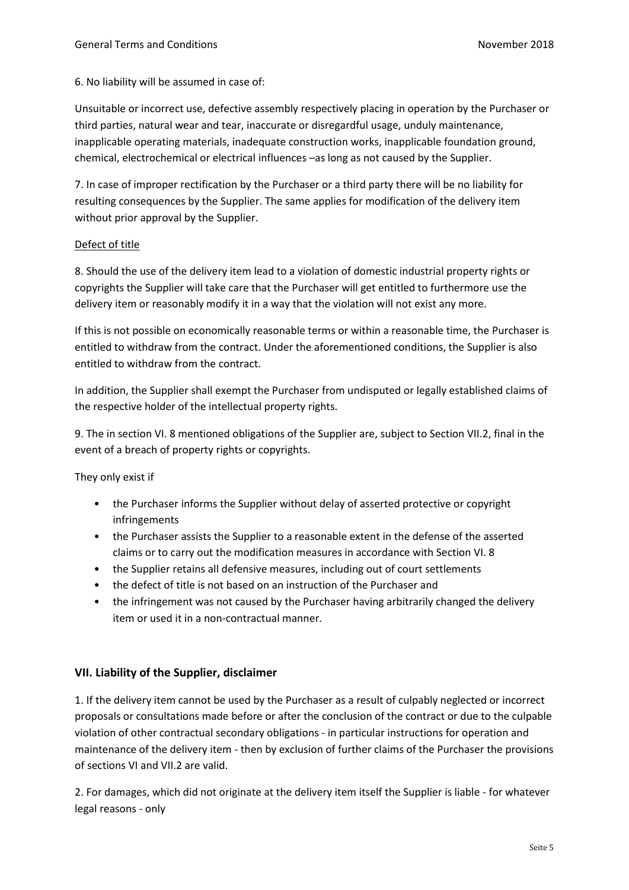6. No liability will be assumed in case of:

Unsuitable or incorrect use, defective assembly respectively placing in operation by the Purchaser or third parties, natural wear and tear, inaccurate or disregardful usage, unduly maintenance, inapplicable operating materials, inadequate construction works, inapplicable foundation ground, chemical, electrochemical or electrical influences –as long as not caused by the Supplier.

7. In case of improper rectification by the Purchaser or a third party there will be no liability for resulting consequences by the Supplier. The same applies for modification of the delivery item without prior approval by the Supplier.

Defect of title

8. Should the use of the delivery item lead to a violation of domestic industrial property rights or copyrights the Supplier will take care that the Purchaser will get entitled to furthermore use the delivery item or reasonably modify it in a way that the violation will not exist any more.

If this is not possible on economically reasonable terms or within a reasonable time, the Purchaser is entitled to withdraw from the contract. Under the aforementioned conditions, the Supplier is also entitled to withdraw from the contract.

In addition, the Supplier shall exempt the Purchaser from undisputed or legally established claims of the respective holder of the intellectual property rights.

9. The in section VI. 8 mentioned obligations of the Supplier are, subject to Section VII.2, final in the event of a breach of property rights or copyrights.

They only exist if

- the Purchaser informs the Supplier without delay of asserted protective or copyright infringements
- the Purchaser assists the Supplier to a reasonable extent in the defense of the asserted claims or to carry out the modification measures in accordance with Section VI. 8
- the Supplier retains all defensive measures, including out of court settlements
- the defect of title is not based on an instruction of the Purchaser and
- the infringement was not caused by the Purchaser having arbitrarily changed the delivery item or used it in a non-contractual manner.

## VII. Liability of the Supplier, disclaimer

1. If the delivery item cannot be used by the Purchaser as a result of culpably neglected or incorrect proposals or consultations made before or after the conclusion of the contract or due to the culpable violation of other contractual secondary obligations - in particular instructions for operation and maintenance of the delivery item - then by exclusion of further claims of the Purchaser the provisions of sections VI and VII.2 are valid.

2. For damages, which did not originate at the delivery item itself the Supplier is liable - for whatever legal reasons - only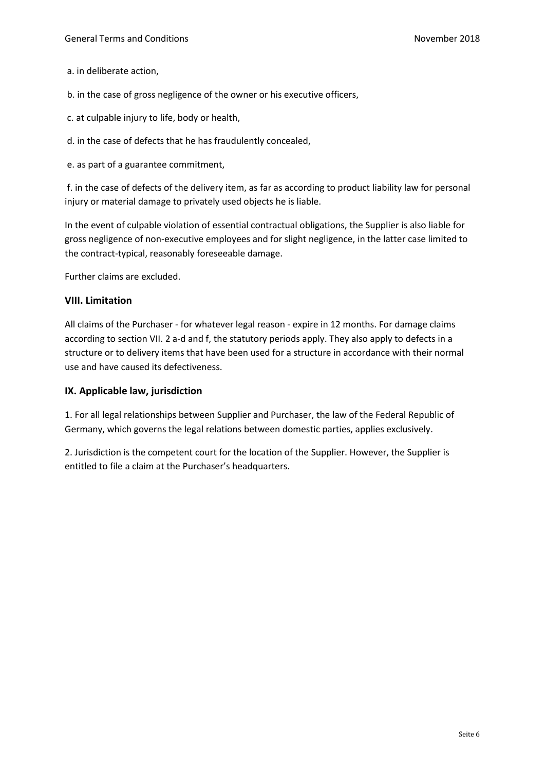a. in deliberate action,

b. in the case of gross negligence of the owner or his executive officers,

c. at culpable injury to life, body or health,

d. in the case of defects that he has fraudulently concealed,

e. as part of a guarantee commitment,

f. in the case of defects of the delivery item, as far as according to product liability law for personal injury or material damage to privately used objects he is liable.

In the event of culpable violation of essential contractual obligations, the Supplier is also liable for gross negligence of non-executive employees and for slight negligence, in the latter case limited to the contract-typical, reasonably foreseeable damage.

Further claims are excluded.

### VIII. Limitation

All claims of the Purchaser - for whatever legal reason - expire in 12 months. For damage claims according to section VII. 2 a-d and f, the statutory periods apply. They also apply to defects in a structure or to delivery items that have been used for a structure in accordance with their normal use and have caused its defectiveness.

### IX. Applicable law, jurisdiction

1. For all legal relationships between Supplier and Purchaser, the law of the Federal Republic of Germany, which governs the legal relations between domestic parties, applies exclusively.

2. Jurisdiction is the competent court for the location of the Supplier. However, the Supplier is entitled to file a claim at the Purchaser's headquarters.